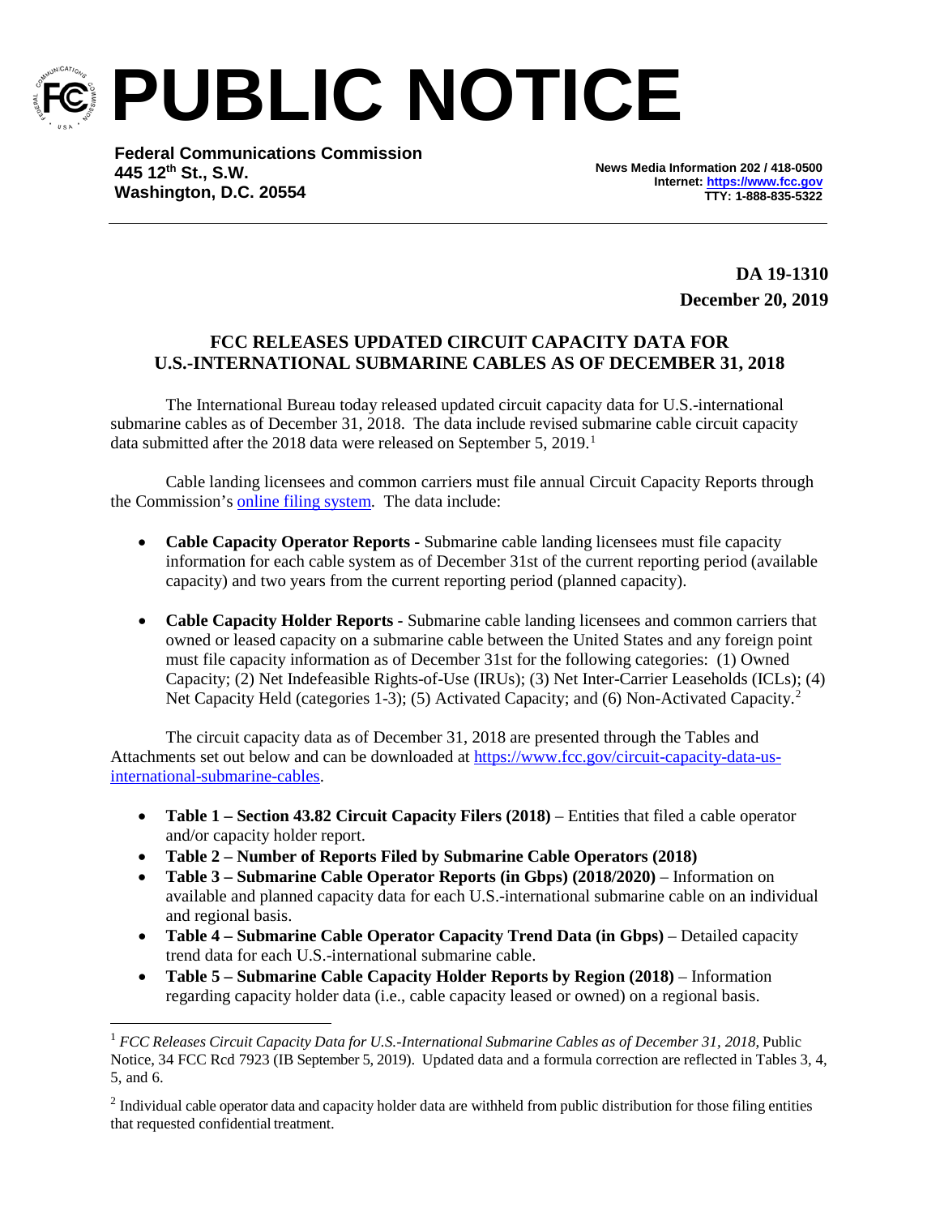# PUBLIC NOTICE

**Federal Communications Commission**
**445 12th St., S.W.**
**Washington, D.C. 20554**

**News Media Information 202 / 418-0500**
**Internet: [https://www.fcc.gov](https://www.fcc.gov)**
**TTY: 1-888-835-5322**

**DA 19-1310**
**December 20, 2019**

## FCC RELEASES UPDATED CIRCUIT CAPACITY DATA FOR U.S.-INTERNATIONAL SUBMARINE CABLES AS OF DECEMBER 31, 2018

The International Bureau today released updated circuit capacity data for U.S.-international submarine cables as of December 31, 2018. The data include revised submarine cable circuit capacity data submitted after the 2018 data were released on September 5, 2019.[1]

Cable landing licensees and common carriers must file annual Circuit Capacity Reports through the Commission's online filing system. The data include:

- **Cable Capacity Operator Reports -** Submarine cable landing licensees must file capacity information for each cable system as of December 31st of the current reporting period (available capacity) and two years from the current reporting period (planned capacity).
- **Cable Capacity Holder Reports -** Submarine cable landing licensees and common carriers that owned or leased capacity on a submarine cable between the United States and any foreign point must file capacity information as of December 31st for the following categories: (1) Owned Capacity; (2) Net Indefeasible Rights-of-Use (IRUs); (3) Net Inter-Carrier Leaseholds (ICLs); (4) Net Capacity Held (categories 1-3); (5) Activated Capacity; and (6) Non-Activated Capacity.[2]

The circuit capacity data as of December 31, 2018 are presented through the Tables and Attachments set out below and can be downloaded at [https://www.fcc.gov/circuit-capacity-data-us-international-submarine-cables](https://www.fcc.gov/circuit-capacity-data-us-international-submarine-cables).

- **Table 1 – Section 43.82 Circuit Capacity Filers (2018)** – Entities that filed a cable operator and/or capacity holder report.
- **Table 2 – Number of Reports Filed by Submarine Cable Operators (2018)**
- **Table 3 – Submarine Cable Operator Reports (in Gbps) (2018/2020)** – Information on available and planned capacity data for each U.S.-international submarine cable on an individual and regional basis.
- **Table 4 – Submarine Cable Operator Capacity Trend Data (in Gbps)** – Detailed capacity trend data for each U.S.-international submarine cable.
- **Table 5 – Submarine Cable Capacity Holder Reports by Region (2018)** – Information regarding capacity holder data (i.e., cable capacity leased or owned) on a regional basis.

---

[1] *FCC Releases Circuit Capacity Data for U.S.-International Submarine Cables as of December 31, 2018*, Public Notice, 34 FCC Rcd 7923 (IB September 5, 2019). Updated data and a formula correction are reflected in Tables 3, 4, 5, and 6.

[2] Individual cable operator data and capacity holder data are withheld from public distribution for those filing entities that requested confidential treatment.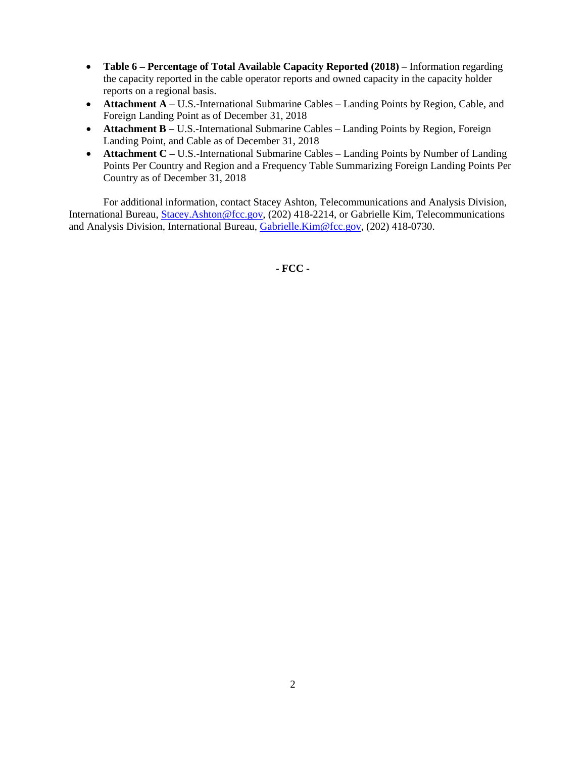- **Table 6 – Percentage of Total Available Capacity Reported (2018)** – Information regarding the capacity reported in the cable operator reports and owned capacity in the capacity holder reports on a regional basis.
- **Attachment A** – U.S.-International Submarine Cables – Landing Points by Region, Cable, and Foreign Landing Point as of December 31, 2018
- **Attachment B –** U.S.-International Submarine Cables – Landing Points by Region, Foreign Landing Point, and Cable as of December 31, 2018
- **Attachment C –** U.S.-International Submarine Cables – Landing Points by Number of Landing Points Per Country and Region and a Frequency Table Summarizing Foreign Landing Points Per Country as of December 31, 2018

For additional information, contact Stacey Ashton, Telecommunications and Analysis Division, International Bureau, Stacey.Ashton@fcc.gov, (202) 418-2214, or Gabrielle Kim, Telecommunications and Analysis Division, International Bureau, Gabrielle.Kim@fcc.gov, (202) 418-0730.

**- FCC -**